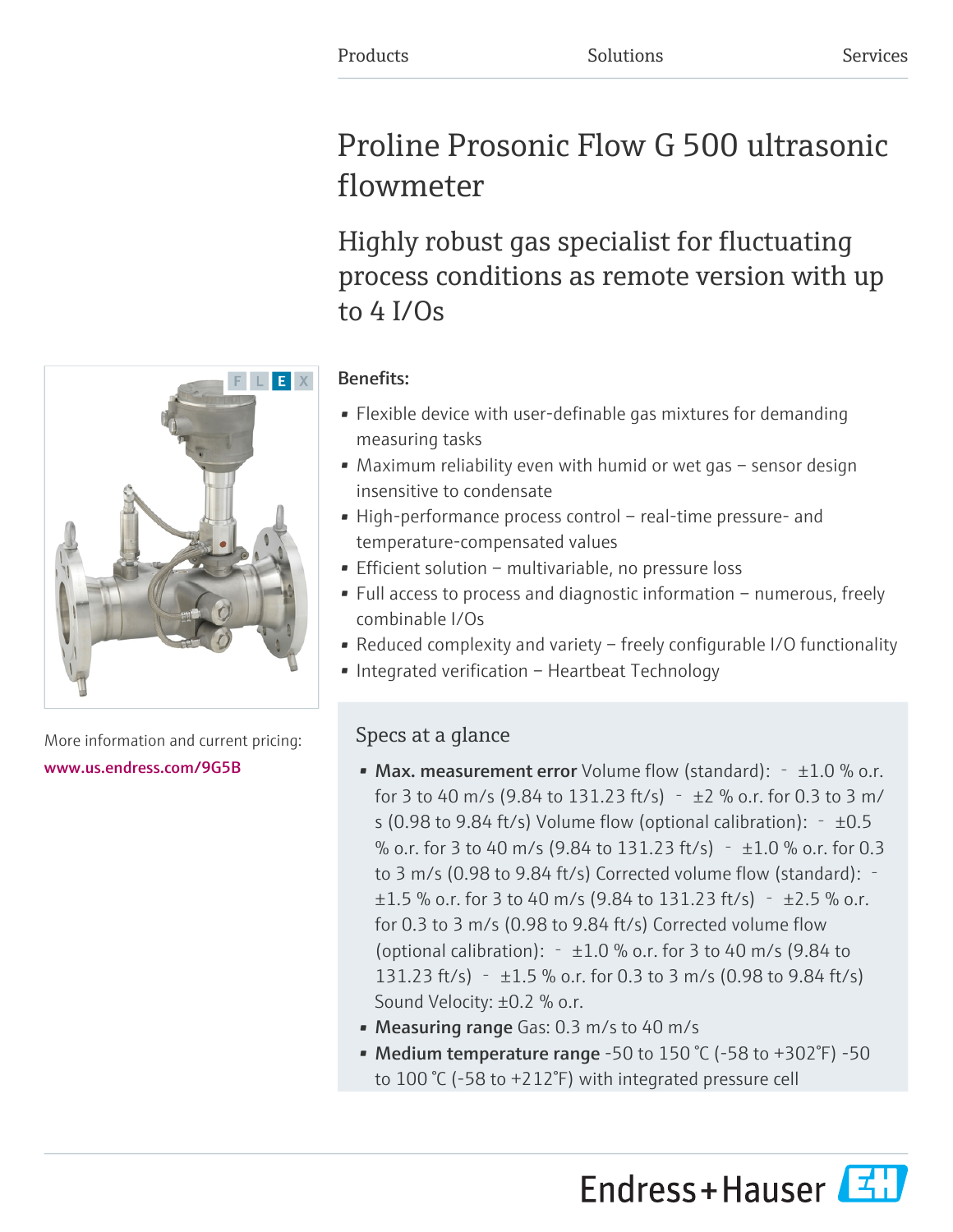Products Solutions Services

# Proline Prosonic Flow G 500 ultrasonic flowmeter

## Highly robust gas specialist for fluctuating process conditions as remote version with up to 4 I/Os

More information and current pricing:
www.us.endress.com/9G5B

**Benefits:**

- Flexible device with user-definable gas mixtures for demanding measuring tasks
- Maximum reliability even with humid or wet gas – sensor design insensitive to condensate
- High-performance process control – real-time pressure- and temperature-compensated values
- Efficient solution – multivariable, no pressure loss
- Full access to process and diagnostic information – numerous, freely combinable I/Os
- Reduced complexity and variety – freely configurable I/O functionality
- Integrated verification – Heartbeat Technology

### Specs at a glance

- **Max. measurement error** Volume flow (standard): - ±1.0 % o.r. for 3 to 40 m/s (9.84 to 131.23 ft/s) - ±2 % o.r. for 0.3 to 3 m/s (0.98 to 9.84 ft/s) Volume flow (optional calibration): - ±0.5 % o.r. for 3 to 40 m/s (9.84 to 131.23 ft/s) - ±1.0 % o.r. for 0.3 to 3 m/s (0.98 to 9.84 ft/s) Corrected volume flow (standard): - ±1.5 % o.r. for 3 to 40 m/s (9.84 to 131.23 ft/s) - ±2.5 % o.r. for 0.3 to 3 m/s (0.98 to 9.84 ft/s) Corrected volume flow (optional calibration): - ±1.0 % o.r. for 3 to 40 m/s (9.84 to 131.23 ft/s) - ±1.5 % o.r. for 0.3 to 3 m/s (0.98 to 9.84 ft/s) Sound Velocity: ±0.2 % o.r.
- **Measuring range** Gas: 0.3 m/s to 40 m/s
- **Medium temperature range** -50 to 150 °C (-58 to +302°F) -50 to 100 °C (-58 to +212°F) with integrated pressure cell

Endress+Hauser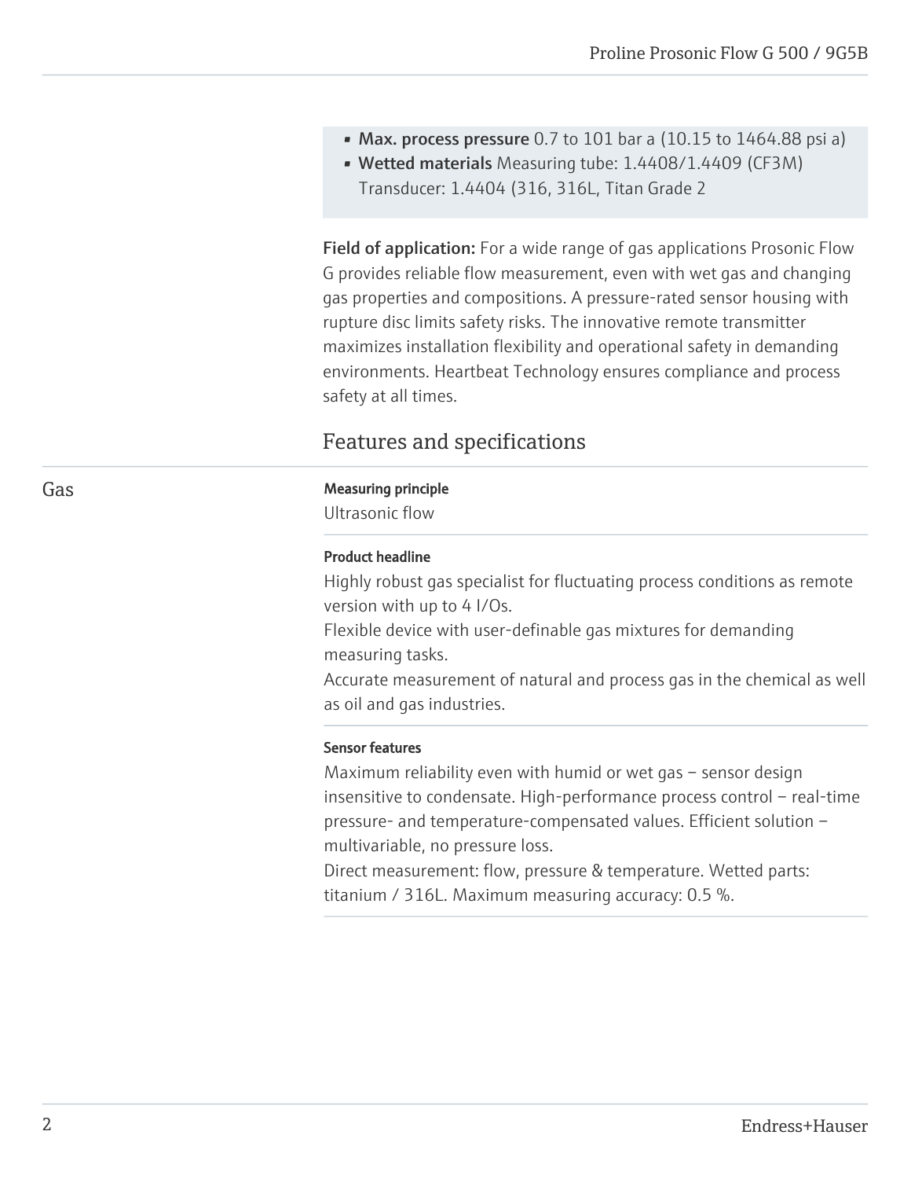- **Max. process pressure** 0.7 to 101 bar a (10.15 to 1464.88 psi a)
- **Wetted materials** Measuring tube: 1.4408/1.4409 (CF3M)
  Transducer: 1.4404 (316, 316L, Titan Grade 2

**Field of application:** For a wide range of gas applications Prosonic Flow G provides reliable flow measurement, even with wet gas and changing gas properties and compositions. A pressure-rated sensor housing with rupture disc limits safety risks. The innovative remote transmitter maximizes installation flexibility and operational safety in demanding environments. Heartbeat Technology ensures compliance and process safety at all times.

## Features and specifications

### Gas

**Measuring principle**

Ultrasonic flow

**Product headline**

Highly robust gas specialist for fluctuating process conditions as remote version with up to 4 I/Os.
Flexible device with user-definable gas mixtures for demanding measuring tasks.
Accurate measurement of natural and process gas in the chemical as well as oil and gas industries.

**Sensor features**

Maximum reliability even with humid or wet gas – sensor design insensitive to condensate. High-performance process control – real-time pressure- and temperature-compensated values. Efficient solution – multivariable, no pressure loss.
Direct measurement: flow, pressure & temperature. Wetted parts: titanium / 316L. Maximum measuring accuracy: 0.5 %.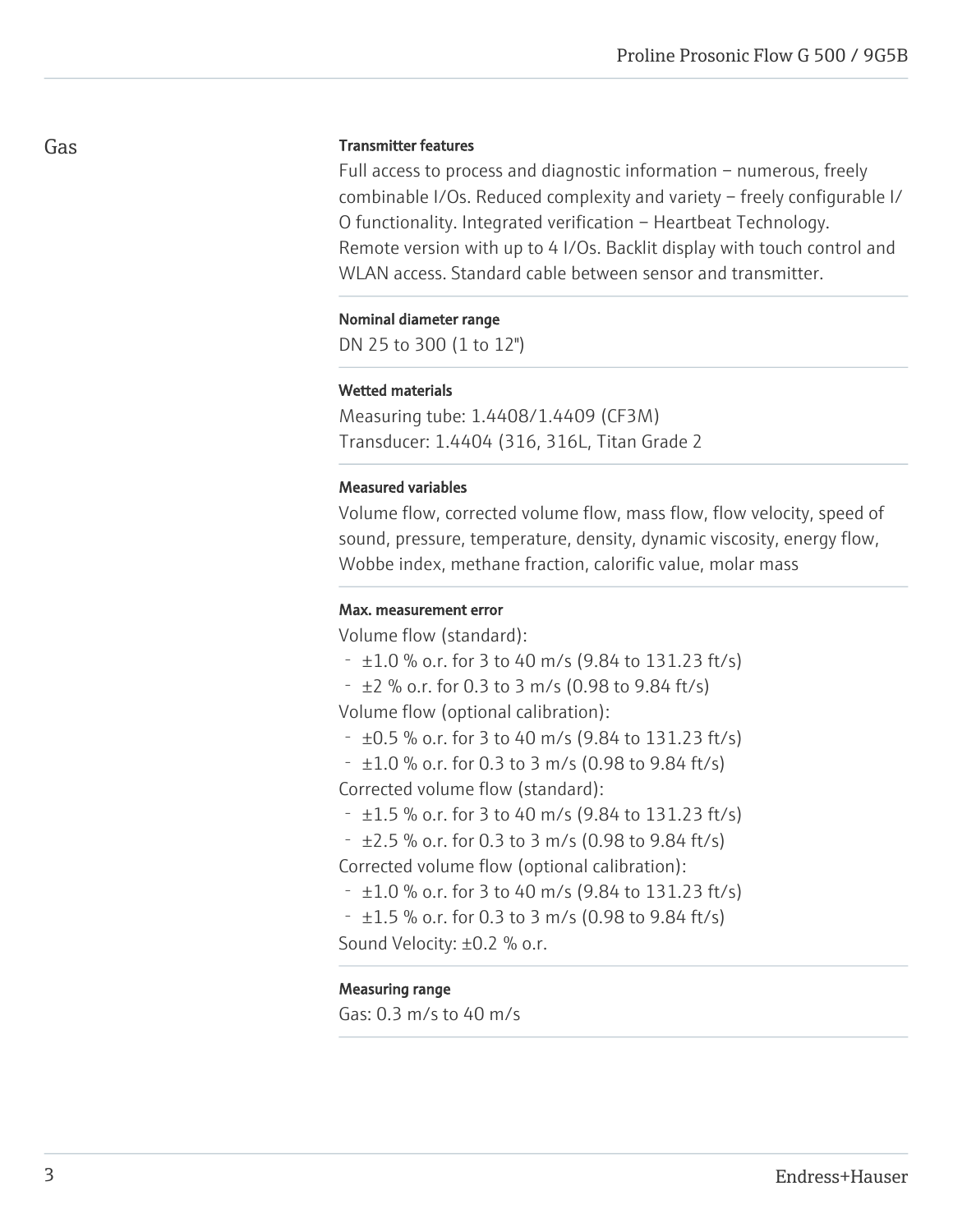## Gas

### Transmitter features

Full access to process and diagnostic information – numerous, freely combinable I/Os. Reduced complexity and variety – freely configurable I/O functionality. Integrated verification – Heartbeat Technology. Remote version with up to 4 I/Os. Backlit display with touch control and WLAN access. Standard cable between sensor and transmitter.

### Nominal diameter range

DN 25 to 300 (1 to 12")

### Wetted materials

Measuring tube: 1.4408/1.4409 (CF3M)
Transducer: 1.4404 (316, 316L, Titan Grade 2

### Measured variables

Volume flow, corrected volume flow, mass flow, flow velocity, speed of sound, pressure, temperature, density, dynamic viscosity, energy flow, Wobbe index, methane fraction, calorific value, molar mass

### Max. measurement error

Volume flow (standard):

- ±1.0 % o.r. for 3 to 40 m/s (9.84 to 131.23 ft/s)
- ±2 % o.r. for 0.3 to 3 m/s (0.98 to 9.84 ft/s)

Volume flow (optional calibration):

- ±0.5 % o.r. for 3 to 40 m/s (9.84 to 131.23 ft/s)
- ±1.0 % o.r. for 0.3 to 3 m/s (0.98 to 9.84 ft/s)

Corrected volume flow (standard):

- ±1.5 % o.r. for 3 to 40 m/s (9.84 to 131.23 ft/s)
- ±2.5 % o.r. for 0.3 to 3 m/s (0.98 to 9.84 ft/s)

Corrected volume flow (optional calibration):

- ±1.0 % o.r. for 3 to 40 m/s (9.84 to 131.23 ft/s)
- ±1.5 % o.r. for 0.3 to 3 m/s (0.98 to 9.84 ft/s)

Sound Velocity: ±0.2 % o.r.

### Measuring range

Gas: 0.3 m/s to 40 m/s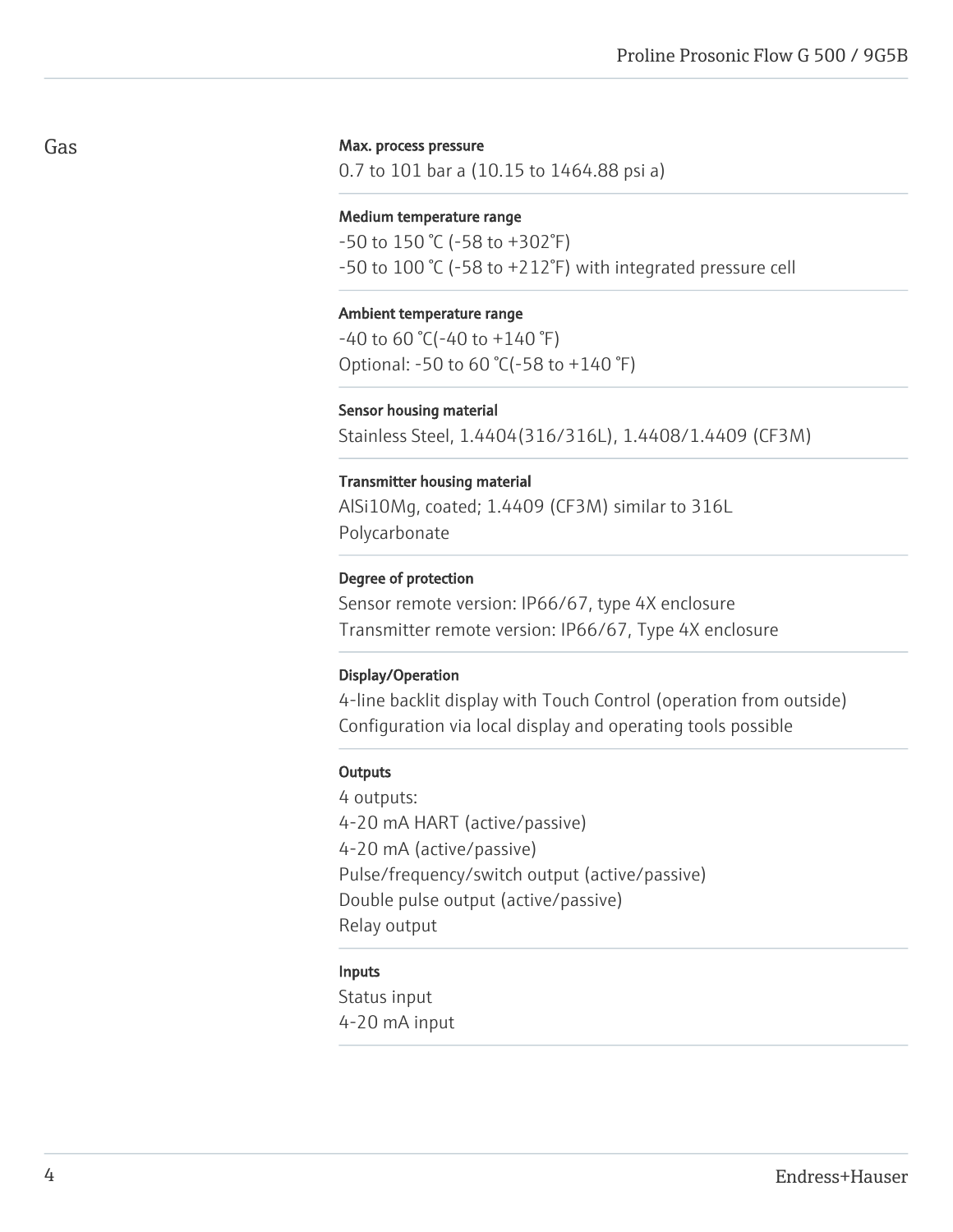## Gas

**Max. process pressure**

0.7 to 101 bar a (10.15 to 1464.88 psi a)

**Medium temperature range**

-50 to 150 °C (-58 to +302°F)
-50 to 100 °C (-58 to +212°F) with integrated pressure cell

**Ambient temperature range**

-40 to 60 °C(-40 to +140 °F)
Optional: -50 to 60 °C(-58 to +140 °F)

**Sensor housing material**

Stainless Steel, 1.4404(316/316L), 1.4408/1.4409 (CF3M)

**Transmitter housing material**

AlSi10Mg, coated; 1.4409 (CF3M) similar to 316L
Polycarbonate

**Degree of protection**

Sensor remote version: IP66/67, type 4X enclosure
Transmitter remote version: IP66/67, Type 4X enclosure

**Display/Operation**

4-line backlit display with Touch Control (operation from outside)
Configuration via local display and operating tools possible

**Outputs**

4 outputs:
4-20 mA HART (active/passive)
4-20 mA (active/passive)
Pulse/frequency/switch output (active/passive)
Double pulse output (active/passive)
Relay output

**Inputs**

Status input
4-20 mA input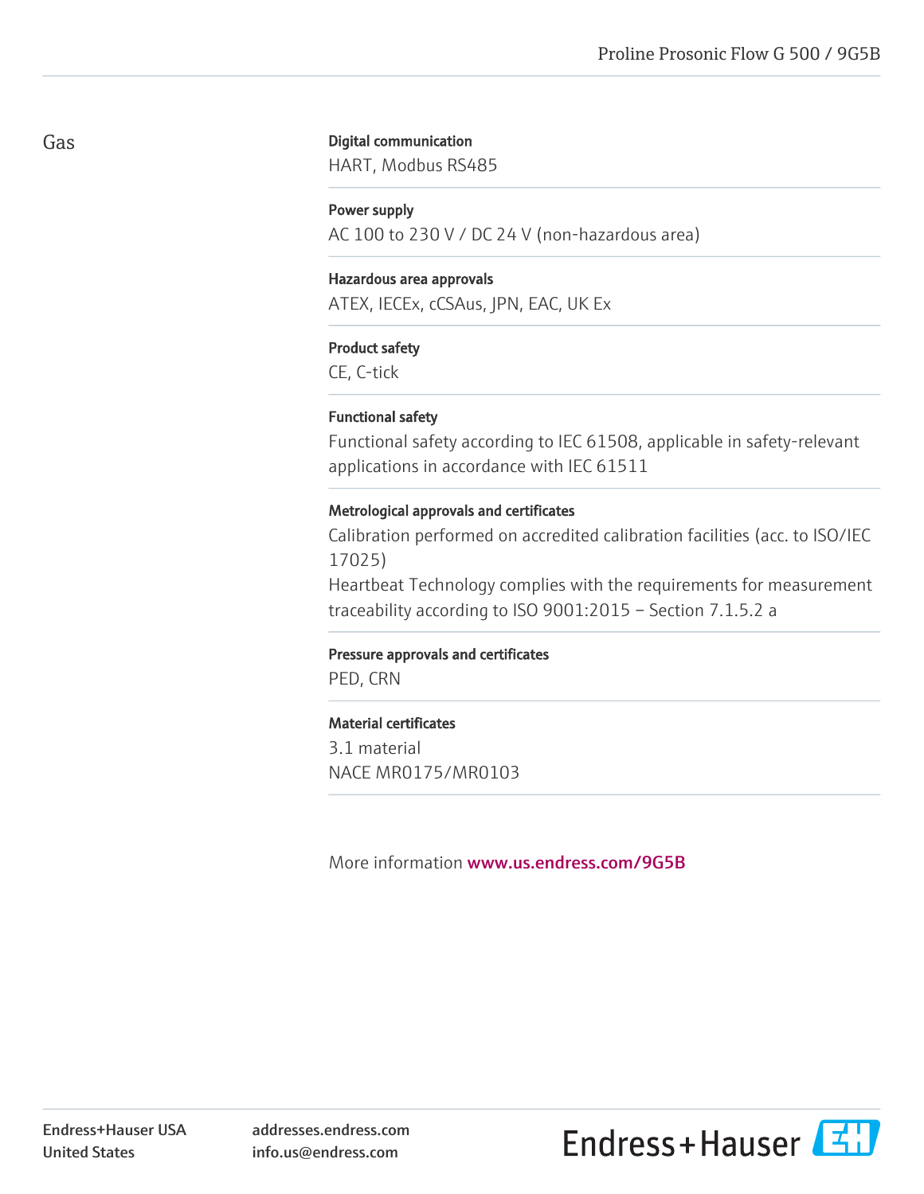Gas

**Digital communication**

HART, Modbus RS485

**Power supply**

AC 100 to 230 V / DC 24 V (non-hazardous area)

**Hazardous area approvals**

ATEX, IECEx, cCSAus, JPN, EAC, UK Ex

**Product safety**

CE, C-tick

**Functional safety**

Functional safety according to IEC 61508, applicable in safety-relevant applications in accordance with IEC 61511

**Metrological approvals and certificates**

Calibration performed on accredited calibration facilities (acc. to ISO/IEC 17025)
Heartbeat Technology complies with the requirements for measurement traceability according to ISO 9001:2015 – Section 7.1.5.2 a

**Pressure approvals and certificates**

PED, CRN

**Material certificates**

3.1 material
NACE MR0175/MR0103

More information **www.us.endress.com/9G5B**

Endress+Hauser USA
United States

addresses.endress.com
info.us@endress.com

Endress+Hauser